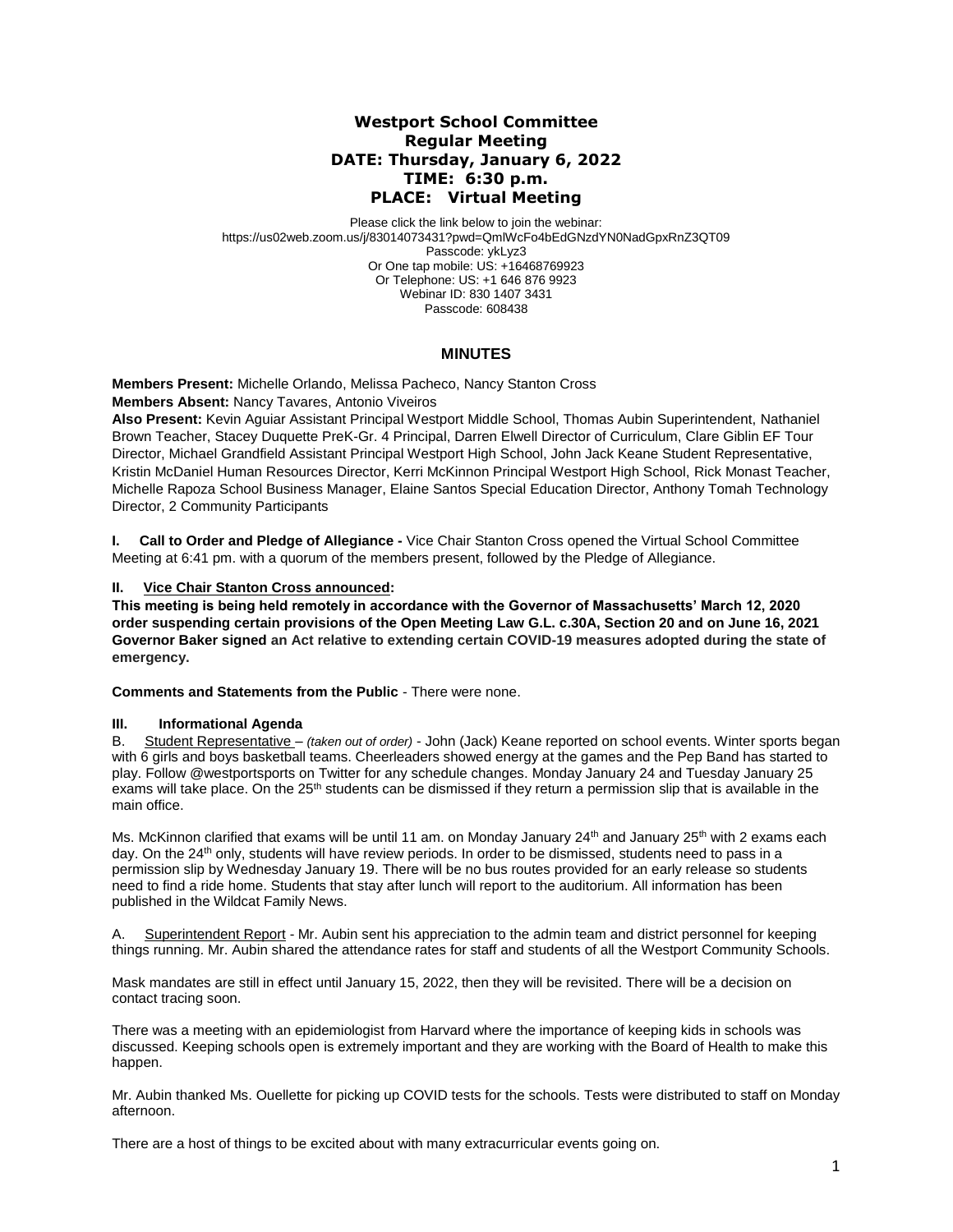# Westport School Committee
## Regular Meeting
## DATE: Thursday, January 6, 2022
## TIME: 6:30 p.m.
## PLACE: Virtual Meeting

Please click the link below to join the webinar:
https://us02web.zoom.us/j/83014073431?pwd=QmlWcFo4bEdGNzdYN0NadGpxRnZ3QT09
Passcode: ykLyz3
Or One tap mobile: US: +16468769923
Or Telephone: US: +1 646 876 9923
Webinar ID: 830 1407 3431
Passcode: 608438

## MINUTES

**Members Present:** Michelle Orlando, Melissa Pacheco, Nancy Stanton Cross
**Members Absent:** Nancy Tavares, Antonio Viveiros
**Also Present:** Kevin Aguiar Assistant Principal Westport Middle School, Thomas Aubin Superintendent, Nathaniel Brown Teacher, Stacey Duquette PreK-Gr. 4 Principal, Darren Elwell Director of Curriculum, Clare Giblin EF Tour Director, Michael Grandfield Assistant Principal Westport High School, John Jack Keane Student Representative, Kristin McDaniel Human Resources Director, Kerri McKinnon Principal Westport High School, Rick Monast Teacher, Michelle Rapoza School Business Manager, Elaine Santos Special Education Director, Anthony Tomah Technology Director, 2 Community Participants

**I. Call to Order and Pledge of Allegiance -** Vice Chair Stanton Cross opened the Virtual School Committee Meeting at 6:41 pm. with a quorum of the members present, followed by the Pledge of Allegiance.

**II. Vice Chair Stanton Cross announced:**

**This meeting is being held remotely in accordance with the Governor of Massachusetts' March 12, 2020 order suspending certain provisions of the Open Meeting Law G.L. c.30A, Section 20 and on June 16, 2021 Governor Baker signed an Act relative to extending certain COVID-19 measures adopted during the state of emergency.**

**Comments and Statements from the Public** - There were none.

**III. Informational Agenda**

B. Student Representative – *(taken out of order)* - John (Jack) Keane reported on school events. Winter sports began with 6 girls and boys basketball teams. Cheerleaders showed energy at the games and the Pep Band has started to play. Follow @westportsports on Twitter for any schedule changes. Monday January 24 and Tuesday January 25 exams will take place. On the 25th students can be dismissed if they return a permission slip that is available in the main office.

Ms. McKinnon clarified that exams will be until 11 am. on Monday January 24th and January 25th with 2 exams each day. On the 24th only, students will have review periods. In order to be dismissed, students need to pass in a permission slip by Wednesday January 19. There will be no bus routes provided for an early release so students need to find a ride home. Students that stay after lunch will report to the auditorium. All information has been published in the Wildcat Family News.

A. Superintendent Report - Mr. Aubin sent his appreciation to the admin team and district personnel for keeping things running. Mr. Aubin shared the attendance rates for staff and students of all the Westport Community Schools.

Mask mandates are still in effect until January 15, 2022, then they will be revisited. There will be a decision on contact tracing soon.

There was a meeting with an epidemiologist from Harvard where the importance of keeping kids in schools was discussed. Keeping schools open is extremely important and they are working with the Board of Health to make this happen.

Mr. Aubin thanked Ms. Ouellette for picking up COVID tests for the schools. Tests were distributed to staff on Monday afternoon.

There are a host of things to be excited about with many extracurricular events going on.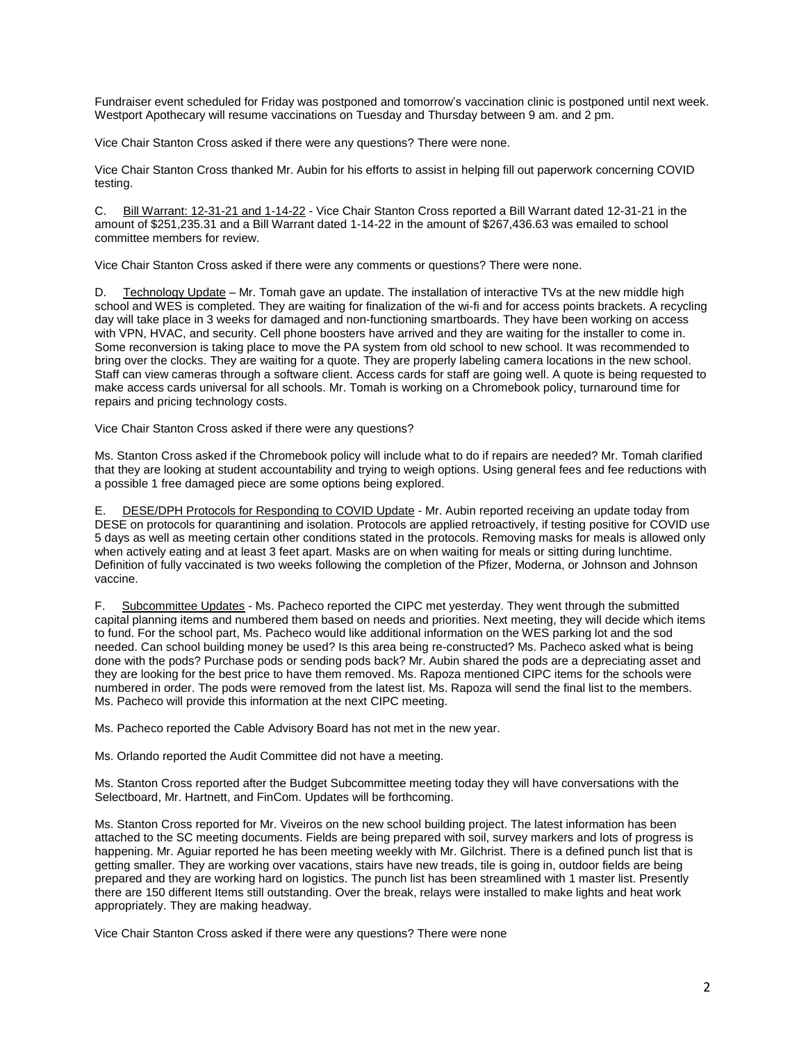Fundraiser event scheduled for Friday was postponed and tomorrow's vaccination clinic is postponed until next week. Westport Apothecary will resume vaccinations on Tuesday and Thursday between 9 am. and 2 pm.

Vice Chair Stanton Cross asked if there were any questions? There were none.

Vice Chair Stanton Cross thanked Mr. Aubin for his efforts to assist in helping fill out paperwork concerning COVID testing.

C. Bill Warrant: 12-31-21 and 1-14-22 - Vice Chair Stanton Cross reported a Bill Warrant dated 12-31-21 in the amount of $251,235.31 and a Bill Warrant dated 1-14-22 in the amount of $267,436.63 was emailed to school committee members for review.

Vice Chair Stanton Cross asked if there were any comments or questions? There were none.

D. Technology Update – Mr. Tomah gave an update. The installation of interactive TVs at the new middle high school and WES is completed. They are waiting for finalization of the wi-fi and for access points brackets. A recycling day will take place in 3 weeks for damaged and non-functioning smartboards. They have been working on access with VPN, HVAC, and security. Cell phone boosters have arrived and they are waiting for the installer to come in. Some reconversion is taking place to move the PA system from old school to new school. It was recommended to bring over the clocks. They are waiting for a quote. They are properly labeling camera locations in the new school. Staff can view cameras through a software client. Access cards for staff are going well. A quote is being requested to make access cards universal for all schools. Mr. Tomah is working on a Chromebook policy, turnaround time for repairs and pricing technology costs.

Vice Chair Stanton Cross asked if there were any questions?

Ms. Stanton Cross asked if the Chromebook policy will include what to do if repairs are needed? Mr. Tomah clarified that they are looking at student accountability and trying to weigh options. Using general fees and fee reductions with a possible 1 free damaged piece are some options being explored.

E. DESE/DPH Protocols for Responding to COVID Update - Mr. Aubin reported receiving an update today from DESE on protocols for quarantining and isolation. Protocols are applied retroactively, if testing positive for COVID use 5 days as well as meeting certain other conditions stated in the protocols. Removing masks for meals is allowed only when actively eating and at least 3 feet apart. Masks are on when waiting for meals or sitting during lunchtime. Definition of fully vaccinated is two weeks following the completion of the Pfizer, Moderna, or Johnson and Johnson vaccine.

F. Subcommittee Updates - Ms. Pacheco reported the CIPC met yesterday. They went through the submitted capital planning items and numbered them based on needs and priorities. Next meeting, they will decide which items to fund. For the school part, Ms. Pacheco would like additional information on the WES parking lot and the sod needed. Can school building money be used? Is this area being re-constructed? Ms. Pacheco asked what is being done with the pods? Purchase pods or sending pods back? Mr. Aubin shared the pods are a depreciating asset and they are looking for the best price to have them removed. Ms. Rapoza mentioned CIPC items for the schools were numbered in order. The pods were removed from the latest list. Ms. Rapoza will send the final list to the members. Ms. Pacheco will provide this information at the next CIPC meeting.

Ms. Pacheco reported the Cable Advisory Board has not met in the new year.

Ms. Orlando reported the Audit Committee did not have a meeting.

Ms. Stanton Cross reported after the Budget Subcommittee meeting today they will have conversations with the Selectboard, Mr. Hartnett, and FinCom. Updates will be forthcoming.

Ms. Stanton Cross reported for Mr. Viveiros on the new school building project. The latest information has been attached to the SC meeting documents. Fields are being prepared with soil, survey markers and lots of progress is happening. Mr. Aguiar reported he has been meeting weekly with Mr. Gilchrist. There is a defined punch list that is getting smaller. They are working over vacations, stairs have new treads, tile is going in, outdoor fields are being prepared and they are working hard on logistics. The punch list has been streamlined with 1 master list. Presently there are 150 different Items still outstanding. Over the break, relays were installed to make lights and heat work appropriately. They are making headway.

Vice Chair Stanton Cross asked if there were any questions? There were none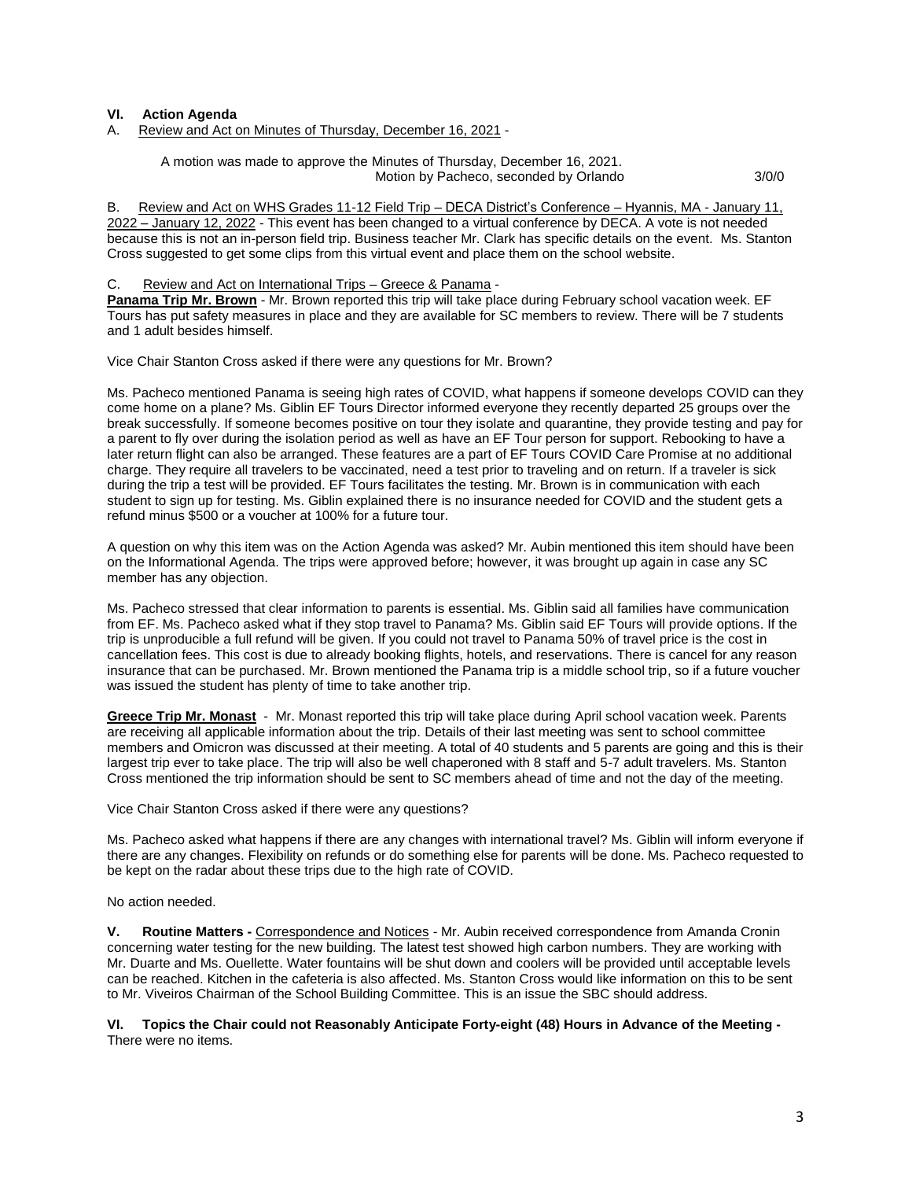## VI. Action Agenda

A. Review and Act on Minutes of Thursday, December 16, 2021 -

A motion was made to approve the Minutes of Thursday, December 16, 2021.
Motion by Pacheco, seconded by Orlando 3/0/0

B. Review and Act on WHS Grades 11-12 Field Trip – DECA District's Conference – Hyannis, MA - January 11, 2022 – January 12, 2022 - This event has been changed to a virtual conference by DECA. A vote is not needed because this is not an in-person field trip. Business teacher Mr. Clark has specific details on the event. Ms. Stanton Cross suggested to get some clips from this virtual event and place them on the school website.

C. Review and Act on International Trips – Greece & Panama -

**Panama Trip Mr. Brown** - Mr. Brown reported this trip will take place during February school vacation week. EF Tours has put safety measures in place and they are available for SC members to review. There will be 7 students and 1 adult besides himself.

Vice Chair Stanton Cross asked if there were any questions for Mr. Brown?

Ms. Pacheco mentioned Panama is seeing high rates of COVID, what happens if someone develops COVID can they come home on a plane? Ms. Giblin EF Tours Director informed everyone they recently departed 25 groups over the break successfully. If someone becomes positive on tour they isolate and quarantine, they provide testing and pay for a parent to fly over during the isolation period as well as have an EF Tour person for support. Rebooking to have a later return flight can also be arranged. These features are a part of EF Tours COVID Care Promise at no additional charge. They require all travelers to be vaccinated, need a test prior to traveling and on return. If a traveler is sick during the trip a test will be provided. EF Tours facilitates the testing. Mr. Brown is in communication with each student to sign up for testing. Ms. Giblin explained there is no insurance needed for COVID and the student gets a refund minus $500 or a voucher at 100% for a future tour.

A question on why this item was on the Action Agenda was asked? Mr. Aubin mentioned this item should have been on the Informational Agenda. The trips were approved before; however, it was brought up again in case any SC member has any objection.

Ms. Pacheco stressed that clear information to parents is essential. Ms. Giblin said all families have communication from EF. Ms. Pacheco asked what if they stop travel to Panama? Ms. Giblin said EF Tours will provide options. If the trip is unproducible a full refund will be given. If you could not travel to Panama 50% of travel price is the cost in cancellation fees. This cost is due to already booking flights, hotels, and reservations. There is cancel for any reason insurance that can be purchased. Mr. Brown mentioned the Panama trip is a middle school trip, so if a future voucher was issued the student has plenty of time to take another trip.

**Greece Trip Mr. Monast** - Mr. Monast reported this trip will take place during April school vacation week. Parents are receiving all applicable information about the trip. Details of their last meeting was sent to school committee members and Omicron was discussed at their meeting. A total of 40 students and 5 parents are going and this is their largest trip ever to take place. The trip will also be well chaperoned with 8 staff and 5-7 adult travelers. Ms. Stanton Cross mentioned the trip information should be sent to SC members ahead of time and not the day of the meeting.

Vice Chair Stanton Cross asked if there were any questions?

Ms. Pacheco asked what happens if there are any changes with international travel? Ms. Giblin will inform everyone if there are any changes. Flexibility on refunds or do something else for parents will be done. Ms. Pacheco requested to be kept on the radar about these trips due to the high rate of COVID.

No action needed.

**V. Routine Matters -** Correspondence and Notices - Mr. Aubin received correspondence from Amanda Cronin concerning water testing for the new building. The latest test showed high carbon numbers. They are working with Mr. Duarte and Ms. Ouellette. Water fountains will be shut down and coolers will be provided until acceptable levels can be reached. Kitchen in the cafeteria is also affected. Ms. Stanton Cross would like information on this to be sent to Mr. Viveiros Chairman of the School Building Committee. This is an issue the SBC should address.

**VI. Topics the Chair could not Reasonably Anticipate Forty-eight (48) Hours in Advance of the Meeting -** There were no items.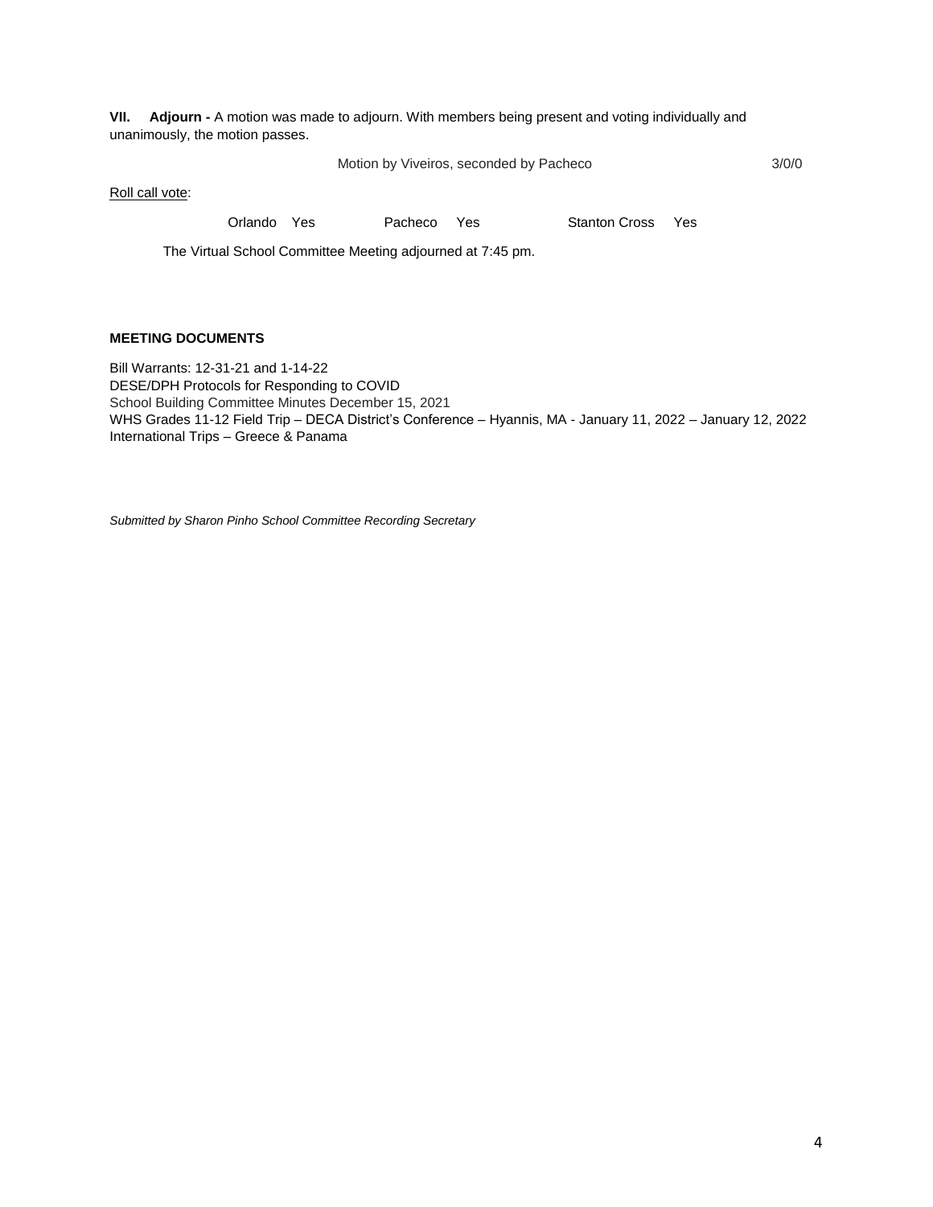**VII. Adjourn -** A motion was made to adjourn. With members being present and voting individually and unanimously, the motion passes.

Motion by Viveiros, seconded by Pacheco 3/0/0

Roll call vote:

Orlando Yes Pacheco Yes Stanton Cross Yes

The Virtual School Committee Meeting adjourned at 7:45 pm.

**MEETING DOCUMENTS**

Bill Warrants: 12-31-21 and 1-14-22
DESE/DPH Protocols for Responding to COVID
School Building Committee Minutes December 15, 2021
WHS Grades 11-12 Field Trip – DECA District's Conference – Hyannis, MA - January 11, 2022 – January 12, 2022
International Trips – Greece & Panama

*Submitted by Sharon Pinho School Committee Recording Secretary*